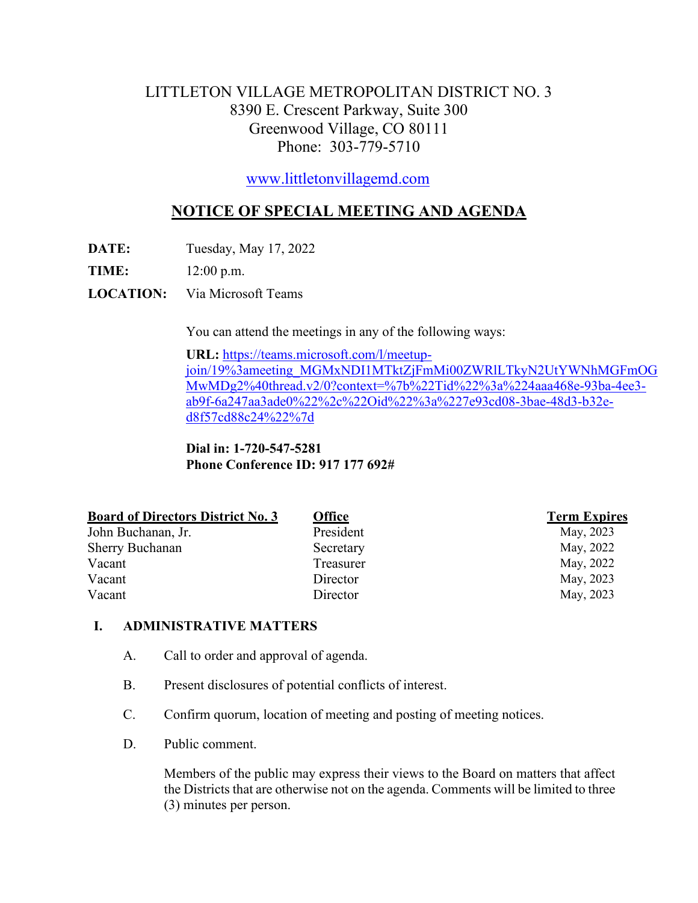# LITTLETON VILLAGE METROPOLITAN DISTRICT NO. 3

8390 E. Crescent Parkway, Suite 300
Greenwood Village, CO 80111
Phone: 303-779-5710

[www.littletonvillagemd.com](http://www.littletonvillagemd.com)

## NOTICE OF SPECIAL MEETING AND AGENDA

**DATE:** Tuesday, May 17, 2022

**TIME:** 12:00 p.m.

**LOCATION:** Via Microsoft Teams

You can attend the meetings in any of the following ways:

**URL:** [https://teams.microsoft.com/l/meetup-join/19%3ameeting_MGMxNDI1MTktZjFmMi00ZWRlLTkyN2UtYWNhMGFmOGMwMDg2%40thread.v2/0?context=%7b%22Tid%22%3a%224aaa468e-93ba-4ee3-ab9f-6a247aa3ade0%22%2c%22Oid%22%3a%227e93cd08-3bae-48d3-b32e-d8f57cd88c24%22%7d](https://teams.microsoft.com/l/meetup-join/19%3ameeting_MGMxNDI1MTktZjFmMi00ZWRlLTkyN2UtYWNhMGFmOGMwMDg2%40thread.v2/0?context=%7b%22Tid%22%3a%224aaa468e-93ba-4ee3-ab9f-6a247aa3ade0%22%2c%22Oid%22%3a%227e93cd08-3bae-48d3-b32e-d8f57cd88c24%22%7d)

**Dial in: 1-720-547-5281**
**Phone Conference ID: 917 177 692#**

| Board of Directors District No. 3 | Office | Term Expires |
|---|---|---|
| John Buchanan, Jr. | President | May, 2023 |
| Sherry Buchanan | Secretary | May, 2022 |
| Vacant | Treasurer | May, 2022 |
| Vacant | Director | May, 2023 |
| Vacant | Director | May, 2023 |

## I. ADMINISTRATIVE MATTERS

A. Call to order and approval of agenda.

B. Present disclosures of potential conflicts of interest.

C. Confirm quorum, location of meeting and posting of meeting notices.

D. Public comment.

Members of the public may express their views to the Board on matters that affect the Districts that are otherwise not on the agenda. Comments will be limited to three (3) minutes per person.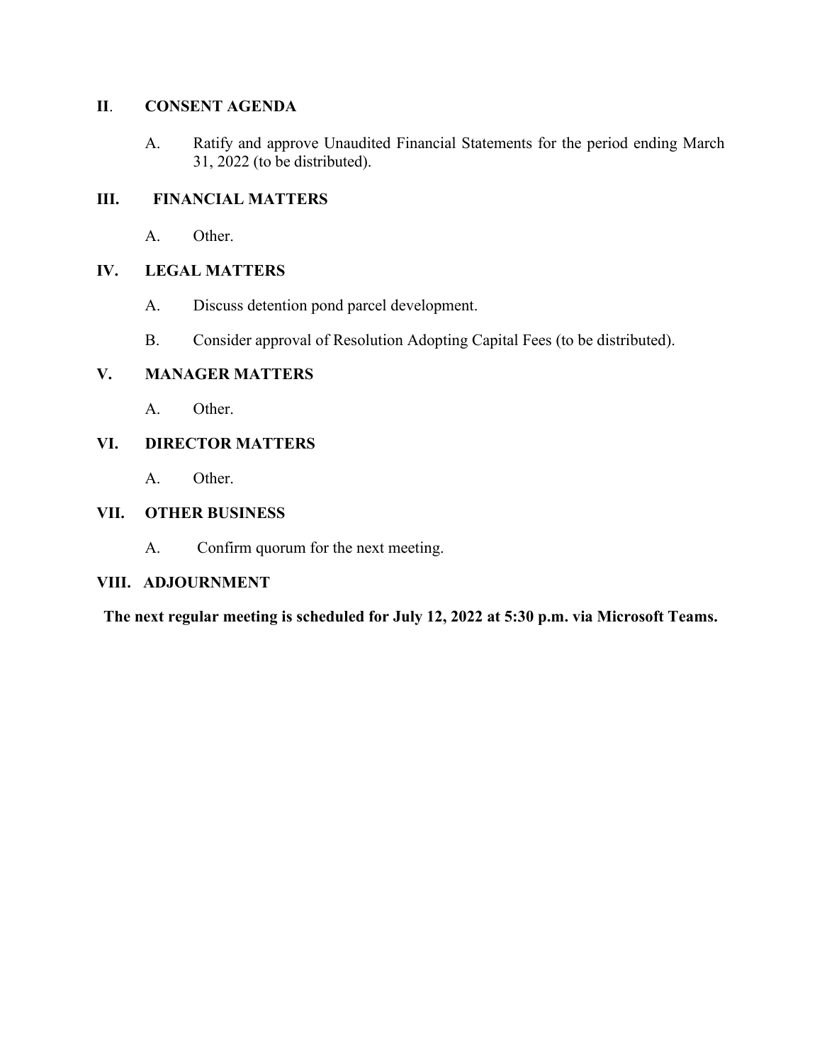## II. CONSENT AGENDA

A. Ratify and approve Unaudited Financial Statements for the period ending March 31, 2022 (to be distributed).

## III. FINANCIAL MATTERS

A. Other.

## IV. LEGAL MATTERS

A. Discuss detention pond parcel development.

B. Consider approval of Resolution Adopting Capital Fees (to be distributed).

## V. MANAGER MATTERS

A. Other.

## VI. DIRECTOR MATTERS

A. Other.

## VII. OTHER BUSINESS

A. Confirm quorum for the next meeting.

## VIII. ADJOURNMENT

**The next regular meeting is scheduled for July 12, 2022 at 5:30 p.m. via Microsoft Teams.**